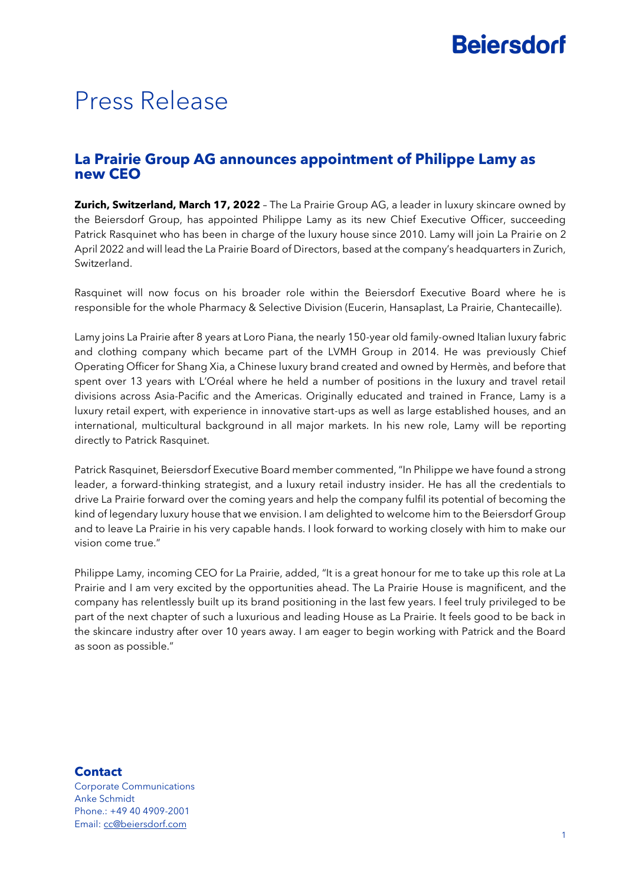# Press Release

## La Prairie Group AG announces appointment of Philippe Lamy as new CEO

**Zurich, Switzerland, March 17, 2022** – The La Prairie Group AG, a leader in luxury skincare owned by the Beiersdorf Group, has appointed Philippe Lamy as its new Chief Executive Officer, succeeding Patrick Rasquinet who has been in charge of the luxury house since 2010. Lamy will join La Prairie on 2 April 2022 and will lead the La Prairie Board of Directors, based at the company's headquarters in Zurich, Switzerland.

Rasquinet will now focus on his broader role within the Beiersdorf Executive Board where he is responsible for the whole Pharmacy & Selective Division (Eucerin, Hansaplast, La Prairie, Chantecaille).

Lamy joins La Prairie after 8 years at Loro Piana, the nearly 150-year old family-owned Italian luxury fabric and clothing company which became part of the LVMH Group in 2014. He was previously Chief Operating Officer for Shang Xia, a Chinese luxury brand created and owned by Hermès, and before that spent over 13 years with L'Oréal where he held a number of positions in the luxury and travel retail divisions across Asia-Pacific and the Americas. Originally educated and trained in France, Lamy is a luxury retail expert, with experience in innovative start-ups as well as large established houses, and an international, multicultural background in all major markets. In his new role, Lamy will be reporting directly to Patrick Rasquinet.

Patrick Rasquinet, Beiersdorf Executive Board member commented, "In Philippe we have found a strong leader, a forward-thinking strategist, and a luxury retail industry insider. He has all the credentials to drive La Prairie forward over the coming years and help the company fulfil its potential of becoming the kind of legendary luxury house that we envision. I am delighted to welcome him to the Beiersdorf Group and to leave La Prairie in his very capable hands. I look forward to working closely with him to make our vision come true."

Philippe Lamy, incoming CEO for La Prairie, added, "It is a great honour for me to take up this role at La Prairie and I am very excited by the opportunities ahead. The La Prairie House is magnificent, and the company has relentlessly built up its brand positioning in the last few years. I feel truly privileged to be part of the next chapter of such a luxurious and leading House as La Prairie. It feels good to be back in the skincare industry after over 10 years away. I am eager to begin working with Patrick and the Board as soon as possible."

**Contact**

Corporate Communications
Anke Schmidt
Phone.: +49 40 4909-2001
Email: cc@beiersdorf.com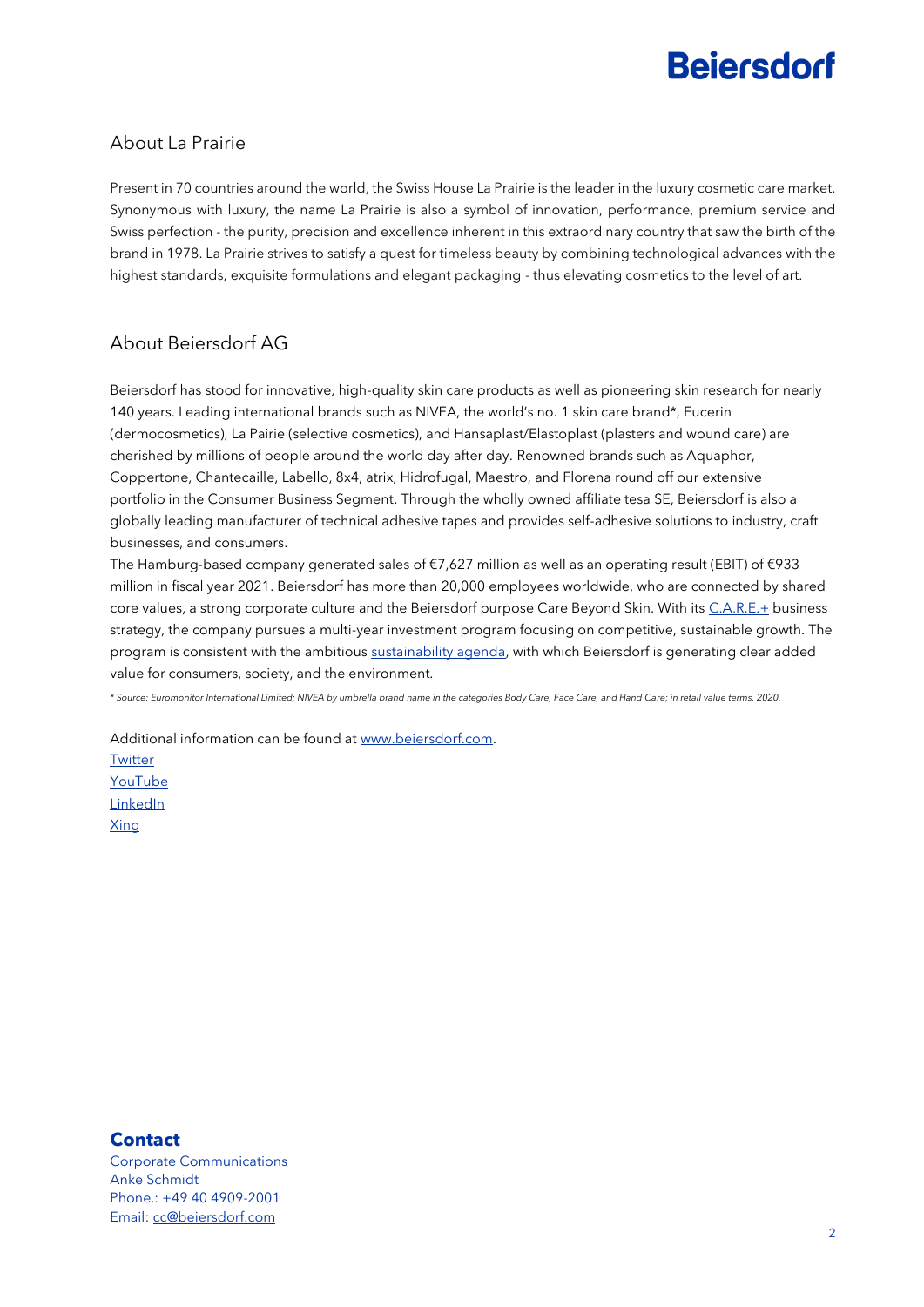## About La Prairie

Present in 70 countries around the world, the Swiss House La Prairie is the leader in the luxury cosmetic care market. Synonymous with luxury, the name La Prairie is also a symbol of innovation, performance, premium service and Swiss perfection - the purity, precision and excellence inherent in this extraordinary country that saw the birth of the brand in 1978. La Prairie strives to satisfy a quest for timeless beauty by combining technological advances with the highest standards, exquisite formulations and elegant packaging - thus elevating cosmetics to the level of art.

## About Beiersdorf AG

Beiersdorf has stood for innovative, high-quality skin care products as well as pioneering skin research for nearly 140 years. Leading international brands such as NIVEA, the world's no. 1 skin care brand*, Eucerin (dermocosmetics), La Pairie (selective cosmetics), and Hansaplast/Elastoplast (plasters and wound care) are cherished by millions of people around the world day after day. Renowned brands such as Aquaphor, Coppertone, Chantecaille, Labello, 8x4, atrix, Hidrofugal, Maestro, and Florena round off our extensive portfolio in the Consumer Business Segment. Through the wholly owned affiliate tesa SE, Beiersdorf is also a globally leading manufacturer of technical adhesive tapes and provides self-adhesive solutions to industry, craft businesses, and consumers.

The Hamburg-based company generated sales of €7,627 million as well as an operating result (EBIT) of €933 million in fiscal year 2021. Beiersdorf has more than 20,000 employees worldwide, who are connected by shared core values, a strong corporate culture and the Beiersdorf purpose Care Beyond Skin. With its C.A.R.E.+ business strategy, the company pursues a multi-year investment program focusing on competitive, sustainable growth. The program is consistent with the ambitious sustainability agenda, with which Beiersdorf is generating clear added value for consumers, society, and the environment.

*\* Source: Euromonitor International Limited; NIVEA by umbrella brand name in the categories Body Care, Face Care, and Hand Care; in retail value terms, 2020.*

Additional information can be found at www.beiersdorf.com.

Twitter
YouTube
LinkedIn
Xing

**Contact**

Corporate Communications
Anke Schmidt
Phone.: +49 40 4909-2001
Email: cc@beiersdorf.com